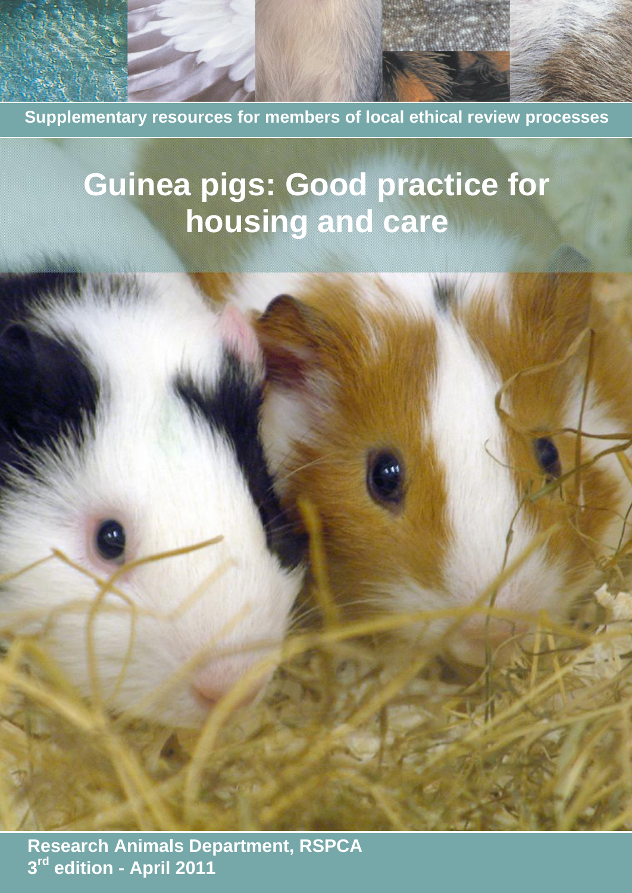Supplementary resources for members of local ethical review processes

# Guinea pigs: Good practice for housing and care

**Research Animals Department, RSPCA**
**3rd edition - April 2011**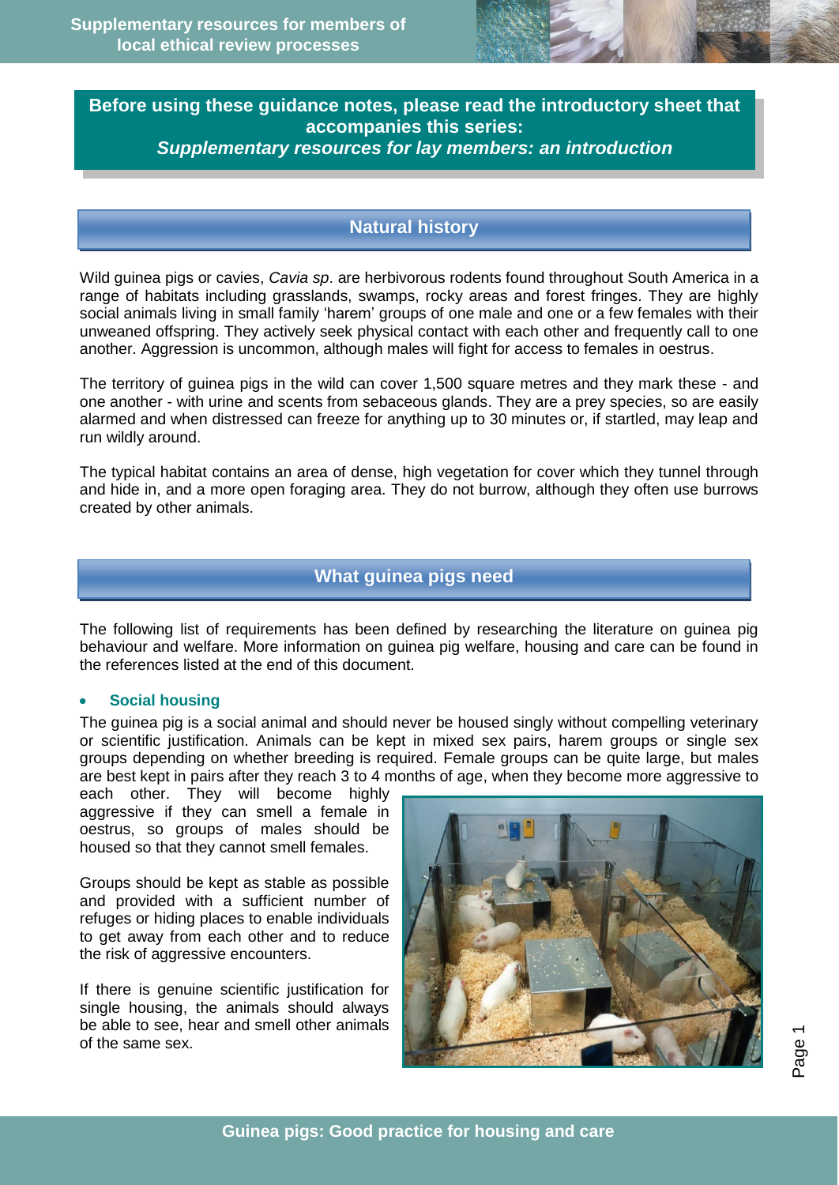**Before using these guidance notes, please read the introductory sheet that accompanies this series:**
***Supplementary resources for lay members: an introduction***

## Natural history

Wild guinea pigs or cavies, *Cavia sp*. are herbivorous rodents found throughout South America in a range of habitats including grasslands, swamps, rocky areas and forest fringes. They are highly social animals living in small family 'harem' groups of one male and one or a few females with their unweaned offspring. They actively seek physical contact with each other and frequently call to one another. Aggression is uncommon, although males will fight for access to females in oestrus.

The territory of guinea pigs in the wild can cover 1,500 square metres and they mark these - and one another - with urine and scents from sebaceous glands. They are a prey species, so are easily alarmed and when distressed can freeze for anything up to 30 minutes or, if startled, may leap and run wildly around.

The typical habitat contains an area of dense, high vegetation for cover which they tunnel through and hide in, and a more open foraging area. They do not burrow, although they often use burrows created by other animals.

## What guinea pigs need

The following list of requirements has been defined by researching the literature on guinea pig behaviour and welfare. More information on guinea pig welfare, housing and care can be found in the references listed at the end of this document.

- **Social housing**

The guinea pig is a social animal and should never be housed singly without compelling veterinary or scientific justification. Animals can be kept in mixed sex pairs, harem groups or single sex groups depending on whether breeding is required. Female groups can be quite large, but males are best kept in pairs after they reach 3 to 4 months of age, when they become more aggressive to each other. They will become highly aggressive if they can smell a female in oestrus, so groups of males should be housed so that they cannot smell females.

Groups should be kept as stable as possible and provided with a sufficient number of refuges or hiding places to enable individuals to get away from each other and to reduce the risk of aggressive encounters.

If there is genuine scientific justification for single housing, the animals should always be able to see, hear and smell other animals of the same sex.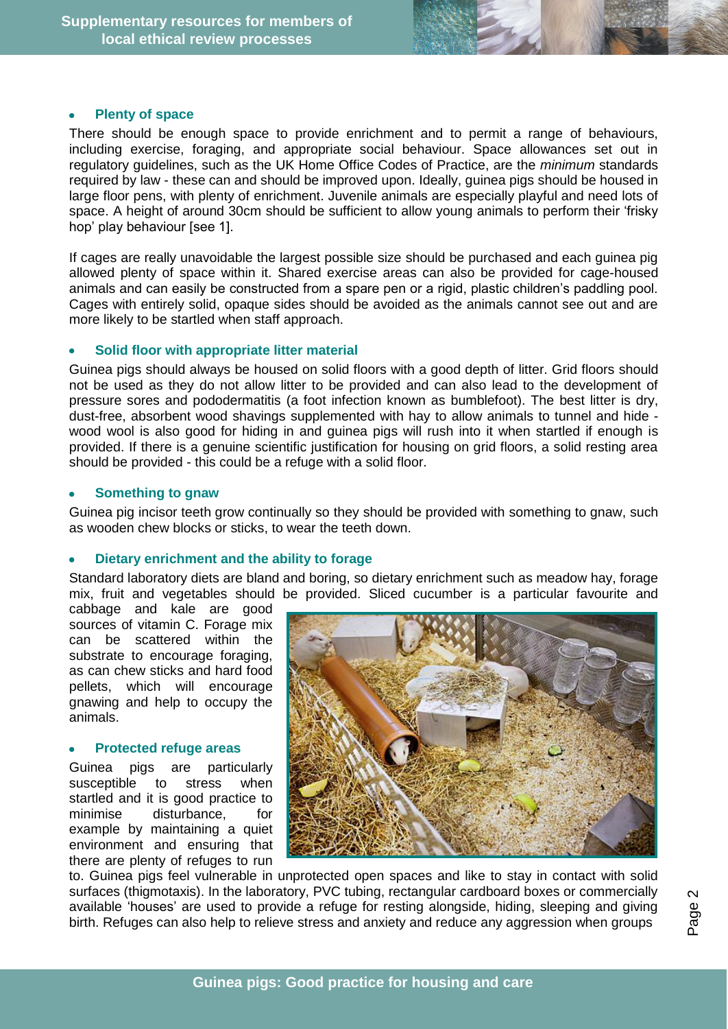- **Plenty of space**

There should be enough space to provide enrichment and to permit a range of behaviours, including exercise, foraging, and appropriate social behaviour. Space allowances set out in regulatory guidelines, such as the UK Home Office Codes of Practice, are the *minimum* standards required by law - these can and should be improved upon. Ideally, guinea pigs should be housed in large floor pens, with plenty of enrichment. Juvenile animals are especially playful and need lots of space. A height of around 30cm should be sufficient to allow young animals to perform their 'frisky hop' play behaviour [see 1].

If cages are really unavoidable the largest possible size should be purchased and each guinea pig allowed plenty of space within it. Shared exercise areas can also be provided for cage-housed animals and can easily be constructed from a spare pen or a rigid, plastic children's paddling pool. Cages with entirely solid, opaque sides should be avoided as the animals cannot see out and are more likely to be startled when staff approach.

- **Solid floor with appropriate litter material**

Guinea pigs should always be housed on solid floors with a good depth of litter. Grid floors should not be used as they do not allow litter to be provided and can also lead to the development of pressure sores and pododermatitis (a foot infection known as bumblefoot). The best litter is dry, dust-free, absorbent wood shavings supplemented with hay to allow animals to tunnel and hide - wood wool is also good for hiding in and guinea pigs will rush into it when startled if enough is provided. If there is a genuine scientific justification for housing on grid floors, a solid resting area should be provided - this could be a refuge with a solid floor.

- **Something to gnaw**

Guinea pig incisor teeth grow continually so they should be provided with something to gnaw, such as wooden chew blocks or sticks, to wear the teeth down.

- **Dietary enrichment and the ability to forage**

Standard laboratory diets are bland and boring, so dietary enrichment such as meadow hay, forage mix, fruit and vegetables should be provided. Sliced cucumber is a particular favourite and cabbage and kale are good sources of vitamin C. Forage mix can be scattered within the substrate to encourage foraging, as can chew sticks and hard food pellets, which will encourage gnawing and help to occupy the animals.

- **Protected refuge areas**

Guinea pigs are particularly susceptible to stress when startled and it is good practice to minimise disturbance, for example by maintaining a quiet environment and ensuring that there are plenty of refuges to run to. Guinea pigs feel vulnerable in unprotected open spaces and like to stay in contact with solid surfaces (thigmotaxis). In the laboratory, PVC tubing, rectangular cardboard boxes or commercially available 'houses' are used to provide a refuge for resting alongside, hiding, sleeping and giving birth. Refuges can also help to relieve stress and anxiety and reduce any aggression when groups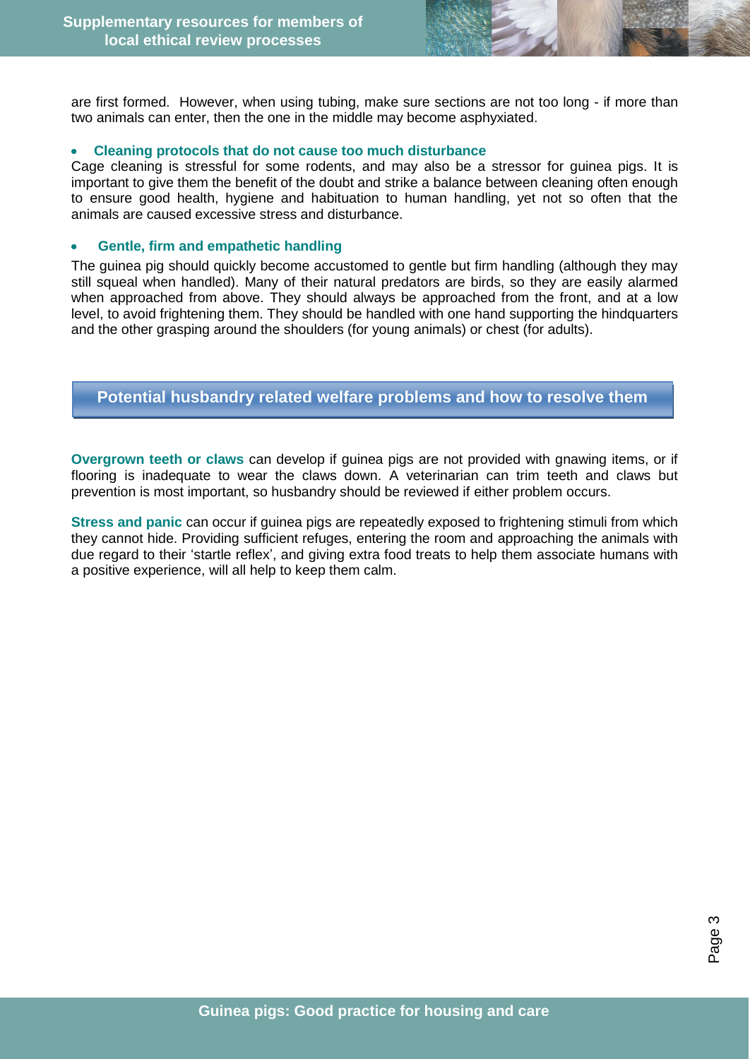are first formed. However, when using tubing, make sure sections are not too long - if more than two animals can enter, then the one in the middle may become asphyxiated.

- **Cleaning protocols that do not cause too much disturbance**

Cage cleaning is stressful for some rodents, and may also be a stressor for guinea pigs. It is important to give them the benefit of the doubt and strike a balance between cleaning often enough to ensure good health, hygiene and habituation to human handling, yet not so often that the animals are caused excessive stress and disturbance.

- **Gentle, firm and empathetic handling**

The guinea pig should quickly become accustomed to gentle but firm handling (although they may still squeal when handled). Many of their natural predators are birds, so they are easily alarmed when approached from above. They should always be approached from the front, and at a low level, to avoid frightening them. They should be handled with one hand supporting the hindquarters and the other grasping around the shoulders (for young animals) or chest (for adults).

## Potential husbandry related welfare problems and how to resolve them

**Overgrown teeth or claws** can develop if guinea pigs are not provided with gnawing items, or if flooring is inadequate to wear the claws down. A veterinarian can trim teeth and claws but prevention is most important, so husbandry should be reviewed if either problem occurs.

**Stress and panic** can occur if guinea pigs are repeatedly exposed to frightening stimuli from which they cannot hide. Providing sufficient refuges, entering the room and approaching the animals with due regard to their 'startle reflex', and giving extra food treats to help them associate humans with a positive experience, will all help to keep them calm.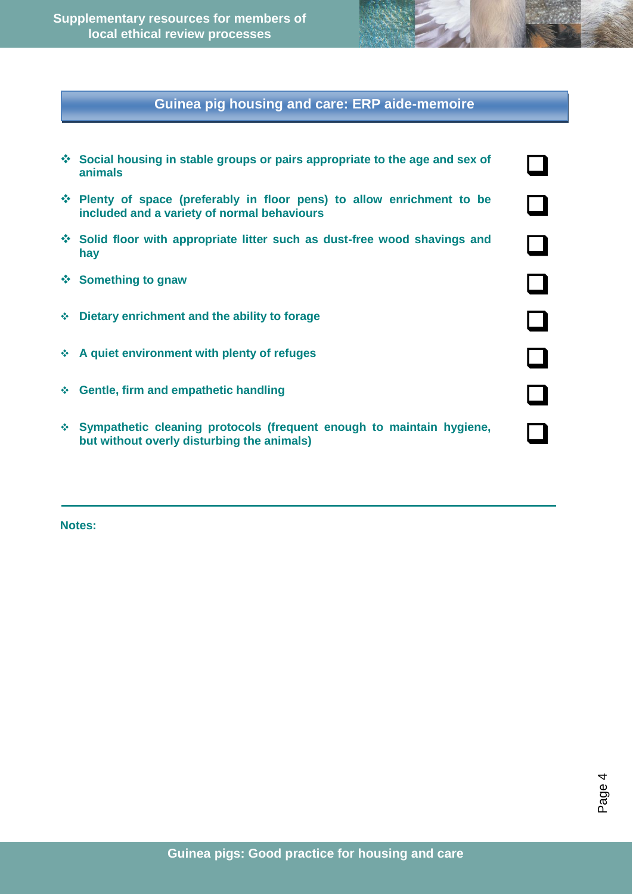## Guinea pig housing and care: ERP aide-memoire

- [ ] **Social housing in stable groups or pairs appropriate to the age and sex of animals**
- [ ] **Plenty of space (preferably in floor pens) to allow enrichment to be included and a variety of normal behaviours**
- [ ] **Solid floor with appropriate litter such as dust-free wood shavings and hay**
- [ ] **Something to gnaw**
- [ ] **Dietary enrichment and the ability to forage**
- [ ] **A quiet environment with plenty of refuges**
- [ ] **Gentle, firm and empathetic handling**
- [ ] **Sympathetic cleaning protocols (frequent enough to maintain hygiene, but without overly disturbing the animals)**

---

**Notes:**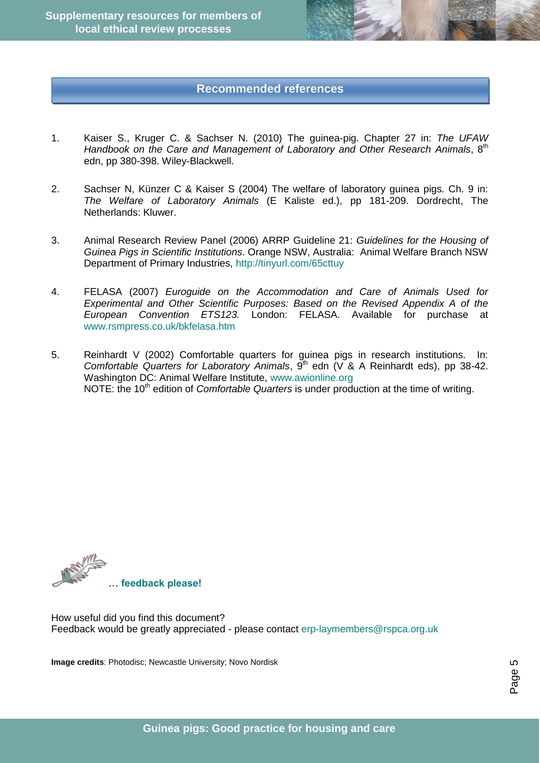## Recommended references

1. Kaiser S., Kruger C. & Sachser N. (2010) The guinea-pig. Chapter 27 in: *The UFAW Handbook on the Care and Management of Laboratory and Other Research Animals*, 8th edn, pp 380-398. Wiley-Blackwell.

2. Sachser N, Künzer C & Kaiser S (2004) The welfare of laboratory guinea pigs. Ch. 9 in: *The Welfare of Laboratory Animals* (E Kaliste ed.), pp 181-209. Dordrecht, The Netherlands: Kluwer.

3. Animal Research Review Panel (2006) ARRP Guideline 21: *Guidelines for the Housing of Guinea Pigs in Scientific Institutions*. Orange NSW, Australia: Animal Welfare Branch NSW Department of Primary Industries, http://tinyurl.com/65cttuy

4. FELASA (2007) *Euroguide on the Accommodation and Care of Animals Used for Experimental and Other Scientific Purposes: Based on the Revised Appendix A of the European Convention ETS123.* London: FELASA. Available for purchase at www.rsmpress.co.uk/bkfelasa.htm

5. Reinhardt V (2002) Comfortable quarters for guinea pigs in research institutions. In: *Comfortable Quarters for Laboratory Animals*, 9th edn (V & A Reinhardt eds), pp 38-42. Washington DC: Animal Welfare Institute, www.awionline.org
   NOTE: the 10th edition of *Comfortable Quarters* is under production at the time of writing.

**… feedback please!**

How useful did you find this document?
Feedback would be greatly appreciated - please contact erp-laymembers@rspca.org.uk

**Image credits**: Photodisc; Newcastle University; Novo Nordisk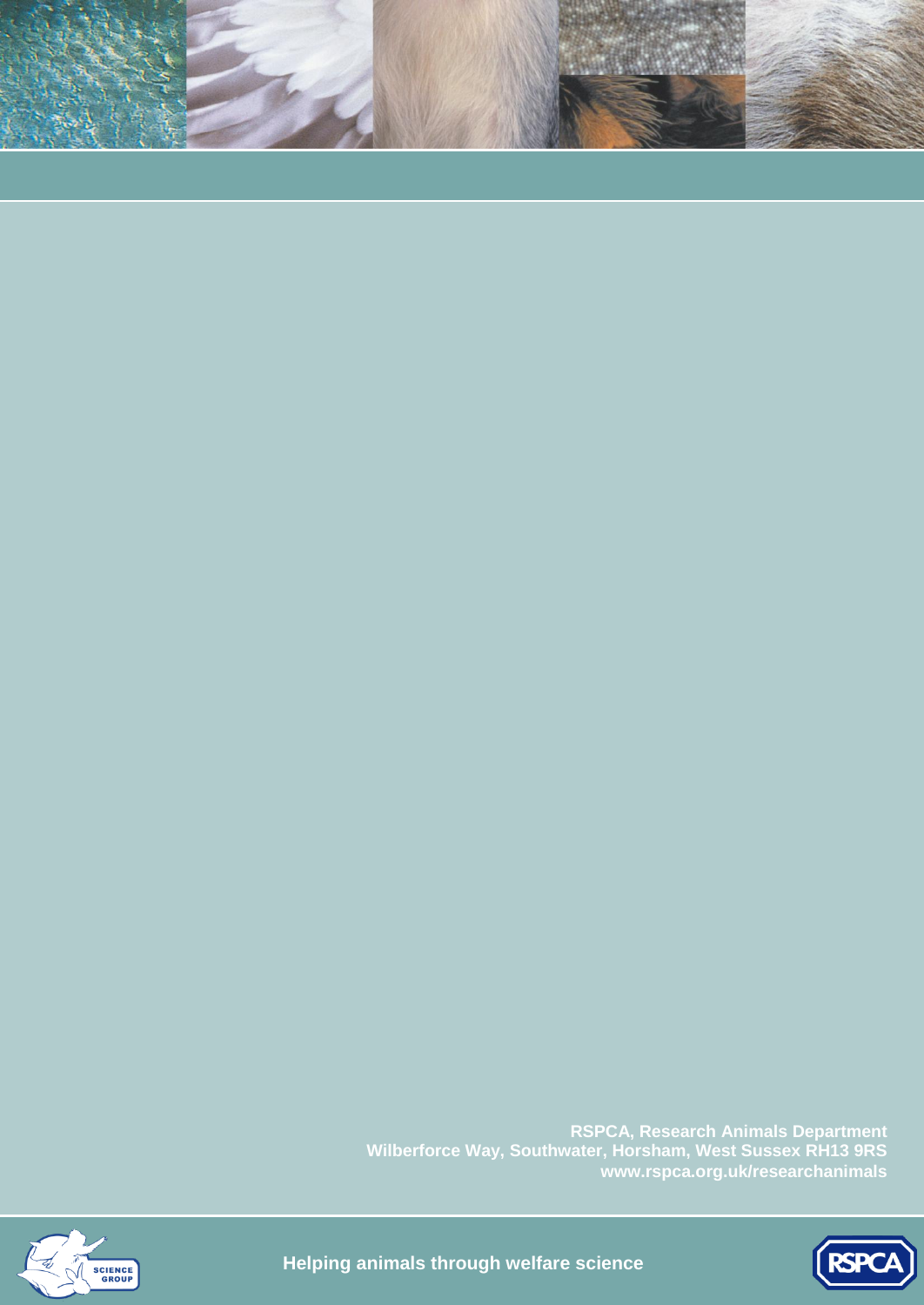**RSPCA, Research Animals Department**
**Wilberforce Way, Southwater, Horsham, West Sussex RH13 9RS**
**www.rspca.org.uk/researchanimals**

**Helping animals through welfare science**